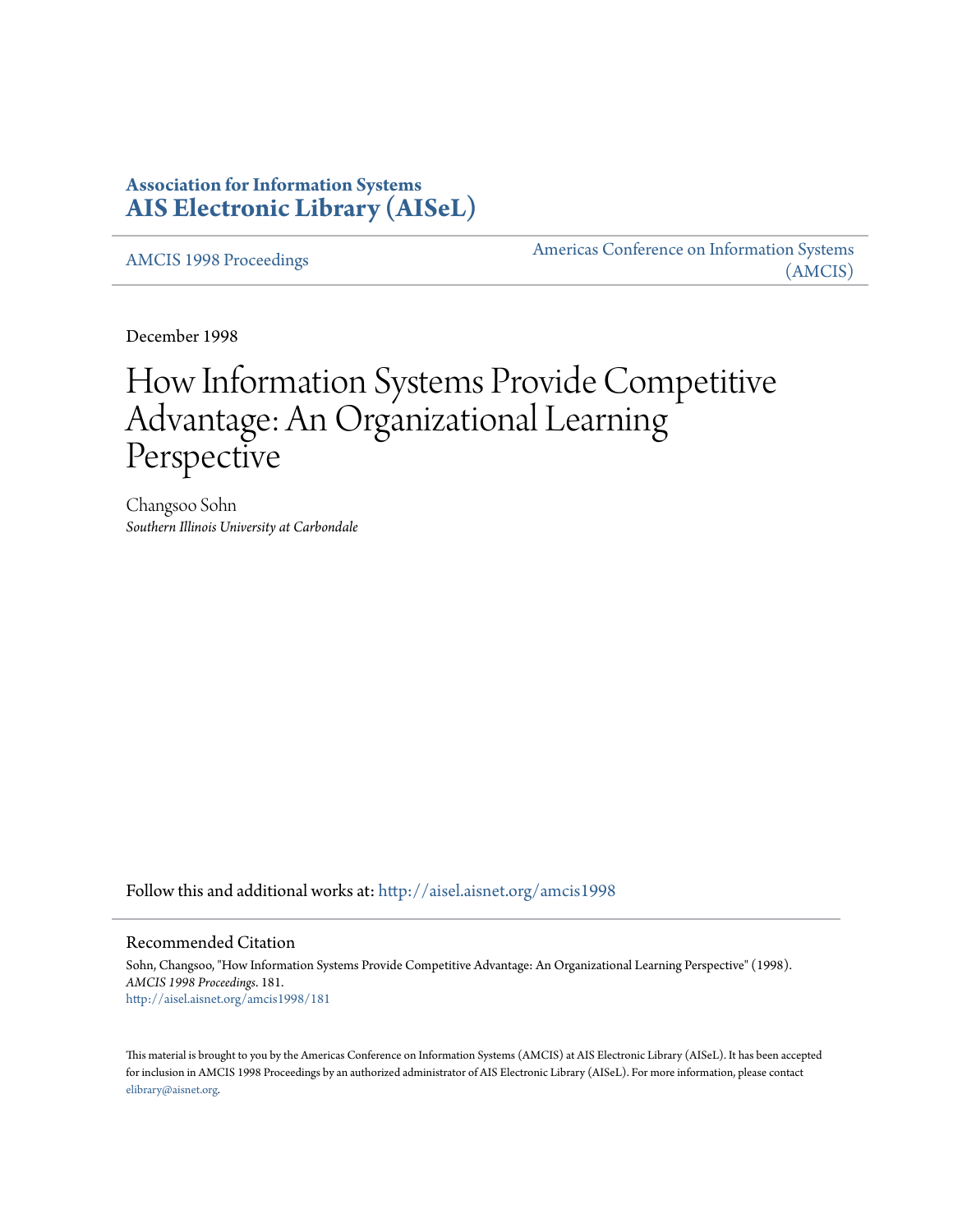**Association for Information Systems**
**[AIS Electronic Library (AISeL)](http://aisel.aisnet.org)**

AMCIS 1998 Proceedings | Americas Conference on Information Systems (AMCIS)

December 1998

# How Information Systems Provide Competitive Advantage: An Organizational Learning Perspective

Changsoo Sohn
*Southern Illinois University at Carbondale*

Follow this and additional works at: http://aisel.aisnet.org/amcis1998

## Recommended Citation

Sohn, Changsoo, "How Information Systems Provide Competitive Advantage: An Organizational Learning Perspective" (1998). *AMCIS 1998 Proceedings*. 181.
http://aisel.aisnet.org/amcis1998/181

This material is brought to you by the Americas Conference on Information Systems (AMCIS) at AIS Electronic Library (AISeL). It has been accepted for inclusion in AMCIS 1998 Proceedings by an authorized administrator of AIS Electronic Library (AISeL). For more information, please contact elibrary@aisnet.org.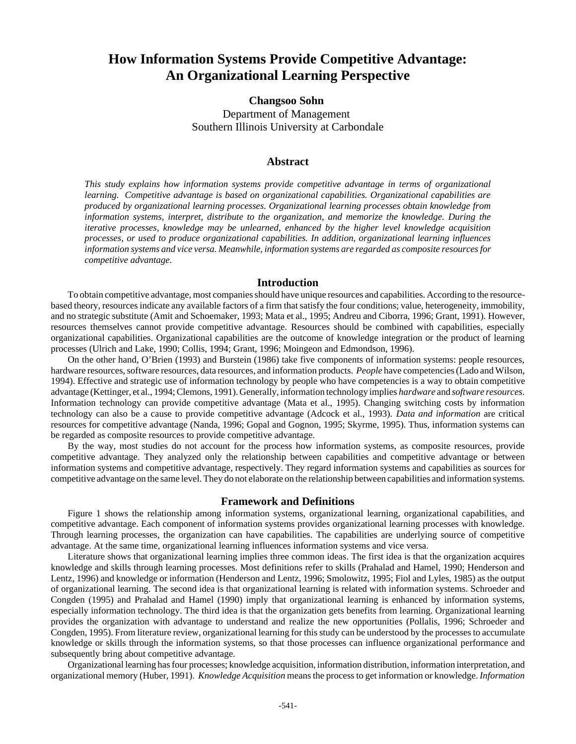# How Information Systems Provide Competitive Advantage: An Organizational Learning Perspective

**Changsoo Sohn**
Department of Management
Southern Illinois University at Carbondale

## Abstract

*This study explains how information systems provide competitive advantage in terms of organizational learning. Competitive advantage is based on organizational capabilities. Organizational capabilities are produced by organizational learning processes. Organizational learning processes obtain knowledge from information systems, interpret, distribute to the organization, and memorize the knowledge. During the iterative processes, knowledge may be unlearned, enhanced by the higher level knowledge acquisition processes, or used to produce organizational capabilities. In addition, organizational learning influences information systems and vice versa. Meanwhile, information systems are regarded as composite resources for competitive advantage.*

## Introduction

To obtain competitive advantage, most companies should have unique resources and capabilities. According to the resource-based theory, resources indicate any available factors of a firm that satisfy the four conditions; value, heterogeneity, immobility, and no strategic substitute (Amit and Schoemaker, 1993; Mata et al., 1995; Andreu and Ciborra, 1996; Grant, 1991). However, resources themselves cannot provide competitive advantage. Resources should be combined with capabilities, especially organizational capabilities. Organizational capabilities are the outcome of knowledge integration or the product of learning processes (Ulrich and Lake, 1990; Collis, 1994; Grant, 1996; Moingeon and Edmondson, 1996).

On the other hand, O'Brien (1993) and Burstein (1986) take five components of information systems: people resources, hardware resources, software resources, data resources, and information products. *People* have competencies (Lado and Wilson, 1994). Effective and strategic use of information technology by people who have competencies is a way to obtain competitive advantage (Kettinger, et al., 1994; Clemons, 1991). Generally, information technology implies *hardware* and *software resources*. Information technology can provide competitive advantage (Mata et al., 1995). Changing switching costs by information technology can also be a cause to provide competitive advantage (Adcock et al., 1993). *Data and information* are critical resources for competitive advantage (Nanda, 1996; Gopal and Gognon, 1995; Skyrme, 1995). Thus, information systems can be regarded as composite resources to provide competitive advantage.

By the way, most studies do not account for the process how information systems, as composite resources, provide competitive advantage. They analyzed only the relationship between capabilities and competitive advantage or between information systems and competitive advantage, respectively. They regard information systems and capabilities as sources for competitive advantage on the same level. They do not elaborate on the relationship between capabilities and information systems.

## Framework and Definitions

Figure 1 shows the relationship among information systems, organizational learning, organizational capabilities, and competitive advantage. Each component of information systems provides organizational learning processes with knowledge. Through learning processes, the organization can have capabilities. The capabilities are underlying source of competitive advantage. At the same time, organizational learning influences information systems and vice versa.

Literature shows that organizational learning implies three common ideas. The first idea is that the organization acquires knowledge and skills through learning processes. Most definitions refer to skills (Prahalad and Hamel, 1990; Henderson and Lentz, 1996) and knowledge or information (Henderson and Lentz, 1996; Smolowitz, 1995; Fiol and Lyles, 1985) as the output of organizational learning. The second idea is that organizational learning is related with information systems. Schroeder and Congden (1995) and Prahalad and Hamel (1990) imply that organizational learning is enhanced by information systems, especially information technology. The third idea is that the organization gets benefits from learning. Organizational learning provides the organization with advantage to understand and realize the new opportunities (Pollalis, 1996; Schroeder and Congden, 1995). From literature review, organizational learning for this study can be understood by the processes to accumulate knowledge or skills through the information systems, so that those processes can influence organizational performance and subsequently bring about competitive advantage.

Organizational learning has four processes; knowledge acquisition, information distribution, information interpretation, and organizational memory (Huber, 1991). *Knowledge Acquisition* means the process to get information or knowledge. *Information*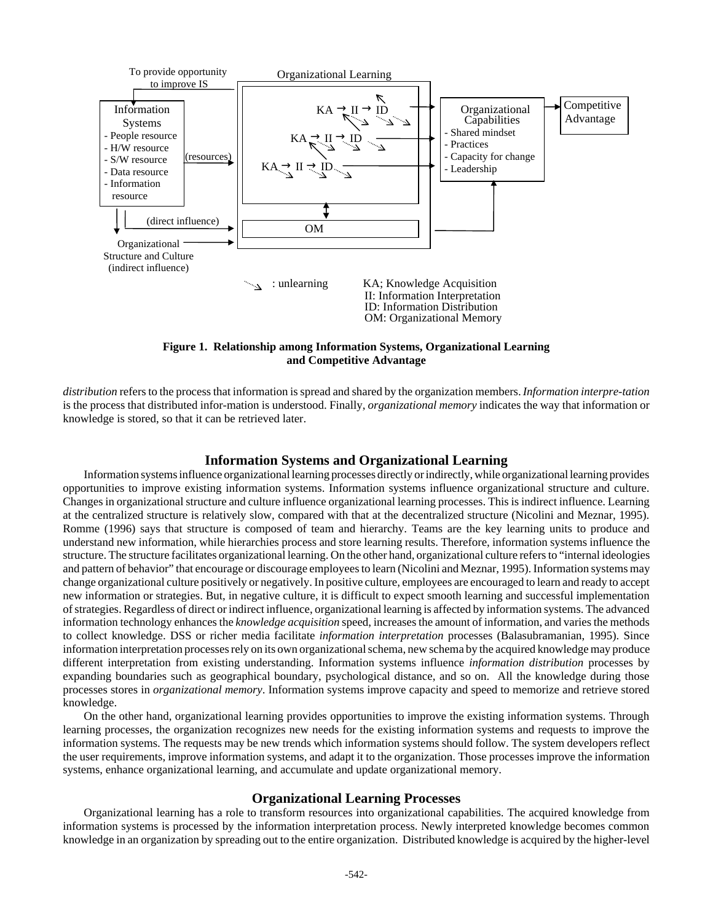**Figure 1. Relationship among Information Systems, Organizational Learning and Competitive Advantage**

*distribution* refers to the process that information is spread and shared by the organization members. *Information interpre-tation* is the process that distributed infor-mation is understood. Finally, *organizational memory* indicates the way that information or knowledge is stored, so that it can be retrieved later.

## Information Systems and Organizational Learning

Information systems influence organizational learning processes directly or indirectly, while organizational learning provides opportunities to improve existing information systems. Information systems influence organizational structure and culture. Changes in organizational structure and culture influence organizational learning processes. This is indirect influence. Learning at the centralized structure is relatively slow, compared with that at the decentralized structure (Nicolini and Meznar, 1995). Romme (1996) says that structure is composed of team and hierarchy. Teams are the key learning units to produce and understand new information, while hierarchies process and store learning results. Therefore, information systems influence the structure. The structure facilitates organizational learning. On the other hand, organizational culture refers to "internal ideologies and pattern of behavior" that encourage or discourage employees to learn (Nicolini and Meznar, 1995). Information systems may change organizational culture positively or negatively. In positive culture, employees are encouraged to learn and ready to accept new information or strategies. But, in negative culture, it is difficult to expect smooth learning and successful implementation of strategies. Regardless of direct or indirect influence, organizational learning is affected by information systems. The advanced information technology enhances the *knowledge acquisition* speed, increases the amount of information, and varies the methods to collect knowledge. DSS or richer media facilitate *information interpretation* processes (Balasubramanian, 1995). Since information interpretation processes rely on its own organizational schema, new schema by the acquired knowledge may produce different interpretation from existing understanding. Information systems influence *information distribution* processes by expanding boundaries such as geographical boundary, psychological distance, and so on. All the knowledge during those processes stores in *organizational memory*. Information systems improve capacity and speed to memorize and retrieve stored knowledge.

On the other hand, organizational learning provides opportunities to improve the existing information systems. Through learning processes, the organization recognizes new needs for the existing information systems and requests to improve the information systems. The requests may be new trends which information systems should follow. The system developers reflect the user requirements, improve information systems, and adapt it to the organization. Those processes improve the information systems, enhance organizational learning, and accumulate and update organizational memory.

## Organizational Learning Processes

Organizational learning has a role to transform resources into organizational capabilities. The acquired knowledge from information systems is processed by the information interpretation process. Newly interpreted knowledge becomes common knowledge in an organization by spreading out to the entire organization. Distributed knowledge is acquired by the higher-level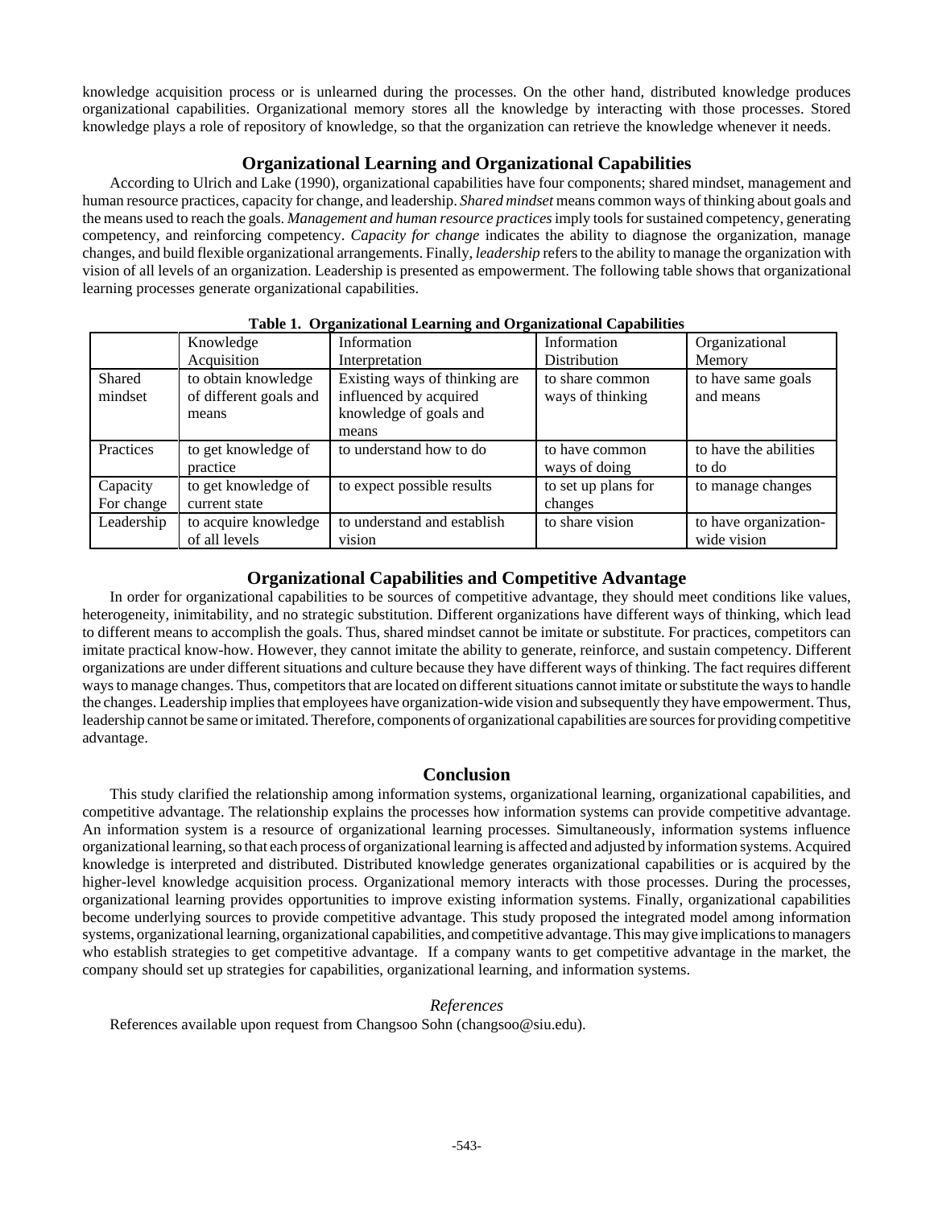knowledge acquisition process or is unlearned during the processes. On the other hand, distributed knowledge produces organizational capabilities. Organizational memory stores all the knowledge by interacting with those processes. Stored knowledge plays a role of repository of knowledge, so that the organization can retrieve the knowledge whenever it needs.

## Organizational Learning and Organizational Capabilities

According to Ulrich and Lake (1990), organizational capabilities have four components; shared mindset, management and human resource practices, capacity for change, and leadership. *Shared mindset* means common ways of thinking about goals and the means used to reach the goals. *Management and human resource practices* imply tools for sustained competency, generating competency, and reinforcing competency. *Capacity for change* indicates the ability to diagnose the organization, manage changes, and build flexible organizational arrangements. Finally, *leadership* refers to the ability to manage the organization with vision of all levels of an organization. Leadership is presented as empowerment. The following table shows that organizational learning processes generate organizational capabilities.

**Table 1. Organizational Learning and Organizational Capabilities**

| | Knowledge Acquisition | Information Interpretation | Information Distribution | Organizational Memory |
|---|---|---|---|---|
| Shared mindset | to obtain knowledge of different goals and means | Existing ways of thinking are influenced by acquired knowledge of goals and means | to share common ways of thinking | to have same goals and means |
| Practices | to get knowledge of practice | to understand how to do | to have common ways of doing | to have the abilities to do |
| Capacity For change | to get knowledge of current state | to expect possible results | to set up plans for changes | to manage changes |
| Leadership | to acquire knowledge of all levels | to understand and establish vision | to share vision | to have organization-wide vision |

## Organizational Capabilities and Competitive Advantage

In order for organizational capabilities to be sources of competitive advantage, they should meet conditions like values, heterogeneity, inimitability, and no strategic substitution. Different organizations have different ways of thinking, which lead to different means to accomplish the goals. Thus, shared mindset cannot be imitate or substitute. For practices, competitors can imitate practical know-how. However, they cannot imitate the ability to generate, reinforce, and sustain competency. Different organizations are under different situations and culture because they have different ways of thinking. The fact requires different ways to manage changes. Thus, competitors that are located on different situations cannot imitate or substitute the ways to handle the changes. Leadership implies that employees have organization-wide vision and subsequently they have empowerment. Thus, leadership cannot be same or imitated. Therefore, components of organizational capabilities are sources for providing competitive advantage.

## Conclusion

This study clarified the relationship among information systems, organizational learning, organizational capabilities, and competitive advantage. The relationship explains the processes how information systems can provide competitive advantage. An information system is a resource of organizational learning processes. Simultaneously, information systems influence organizational learning, so that each process of organizational learning is affected and adjusted by information systems. Acquired knowledge is interpreted and distributed. Distributed knowledge generates organizational capabilities or is acquired by the higher-level knowledge acquisition process. Organizational memory interacts with those processes. During the processes, organizational learning provides opportunities to improve existing information systems. Finally, organizational capabilities become underlying sources to provide competitive advantage. This study proposed the integrated model among information systems, organizational learning, organizational capabilities, and competitive advantage. This may give implications to managers who establish strategies to get competitive advantage. If a company wants to get competitive advantage in the market, the company should set up strategies for capabilities, organizational learning, and information systems.

### *References*

References available upon request from Changsoo Sohn (changsoo@siu.edu).